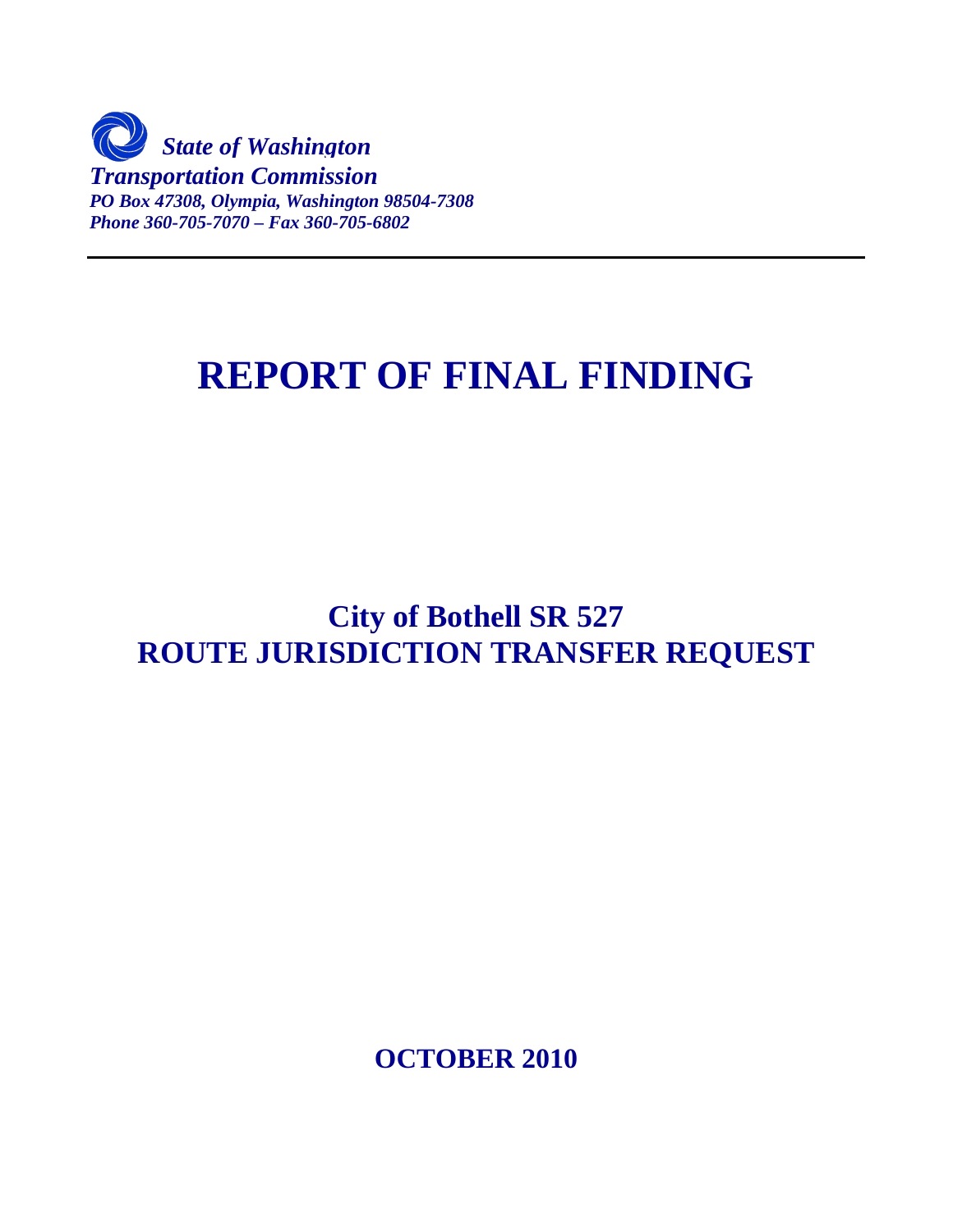*State of Washington*
*Transportation Commission*
***PO Box 47308, Olympia, Washington 98504-7308***
***Phone 360-705-7070 – Fax 360-705-6802***

---

# REPORT OF FINAL FINDING

## City of Bothell SR 527
## ROUTE JURISDICTION TRANSFER REQUEST

**OCTOBER 2010**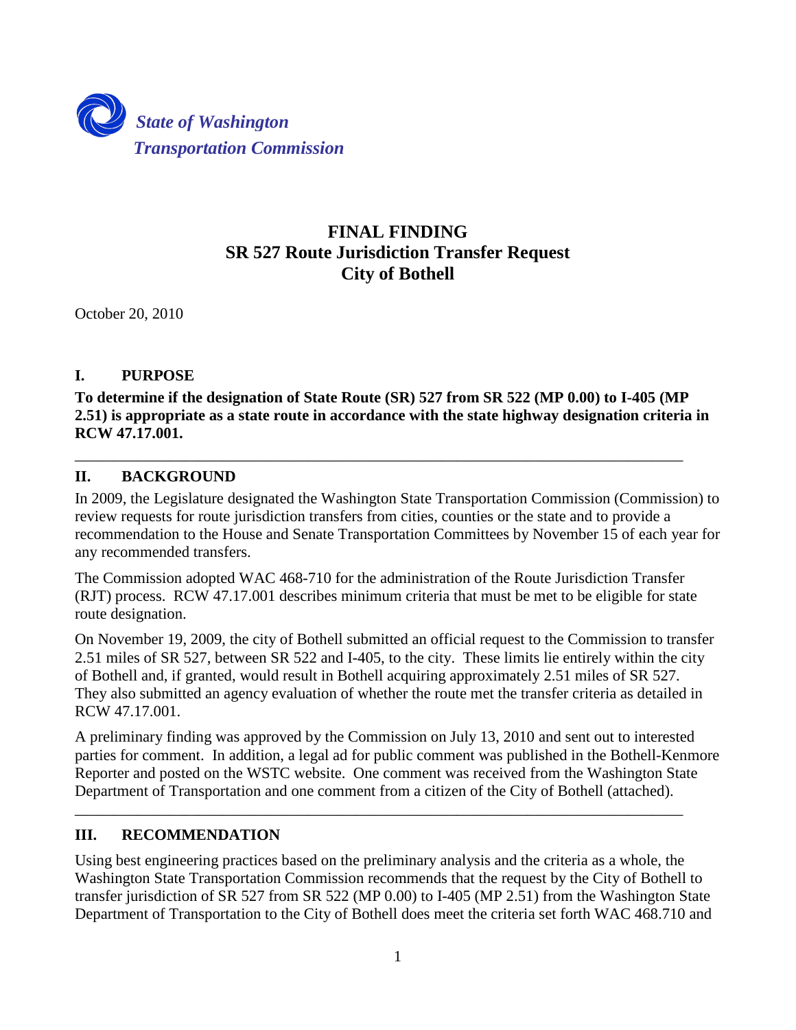*State of Washington*
*Transportation Commission*

# FINAL FINDING
# SR 527 Route Jurisdiction Transfer Request
# City of Bothell

October 20, 2010

## I. PURPOSE

**To determine if the designation of State Route (SR) 527 from SR 522 (MP 0.00) to I-405 (MP 2.51) is appropriate as a state route in accordance with the state highway designation criteria in RCW 47.17.001.**

---

## II. BACKGROUND

In 2009, the Legislature designated the Washington State Transportation Commission (Commission) to review requests for route jurisdiction transfers from cities, counties or the state and to provide a recommendation to the House and Senate Transportation Committees by November 15 of each year for any recommended transfers.

The Commission adopted WAC 468-710 for the administration of the Route Jurisdiction Transfer (RJT) process. RCW 47.17.001 describes minimum criteria that must be met to be eligible for state route designation.

On November 19, 2009, the city of Bothell submitted an official request to the Commission to transfer 2.51 miles of SR 527, between SR 522 and I-405, to the city. These limits lie entirely within the city of Bothell and, if granted, would result in Bothell acquiring approximately 2.51 miles of SR 527. They also submitted an agency evaluation of whether the route met the transfer criteria as detailed in RCW 47.17.001.

A preliminary finding was approved by the Commission on July 13, 2010 and sent out to interested parties for comment. In addition, a legal ad for public comment was published in the Bothell-Kenmore Reporter and posted on the WSTC website. One comment was received from the Washington State Department of Transportation and one comment from a citizen of the City of Bothell (attached).

---

## III. RECOMMENDATION

Using best engineering practices based on the preliminary analysis and the criteria as a whole, the Washington State Transportation Commission recommends that the request by the City of Bothell to transfer jurisdiction of SR 527 from SR 522 (MP 0.00) to I-405 (MP 2.51) from the Washington State Department of Transportation to the City of Bothell does meet the criteria set forth WAC 468.710 and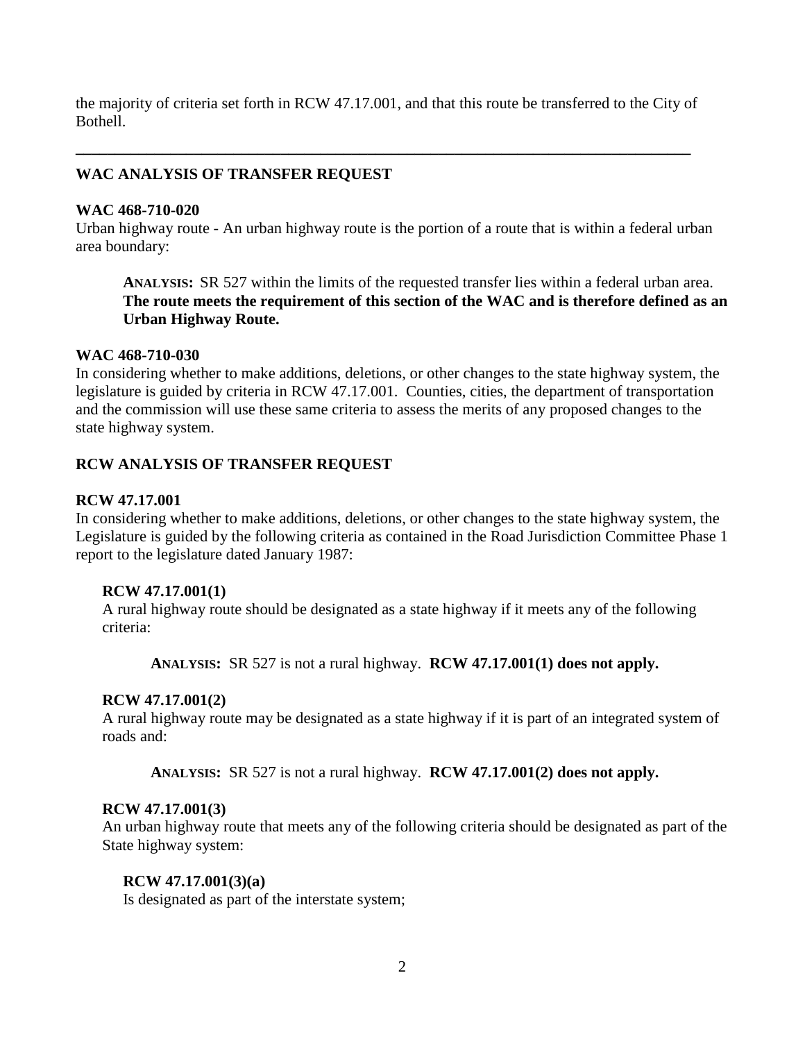the majority of criteria set forth in RCW 47.17.001, and that this route be transferred to the City of Bothell.

---

## WAC ANALYSIS OF TRANSFER REQUEST

### WAC 468-710-020

Urban highway route - An urban highway route is the portion of a route that is within a federal urban area boundary:

> **ANALYSIS:** SR 527 within the limits of the requested transfer lies within a federal urban area. **The route meets the requirement of this section of the WAC and is therefore defined as an Urban Highway Route.**

### WAC 468-710-030

In considering whether to make additions, deletions, or other changes to the state highway system, the legislature is guided by criteria in RCW 47.17.001. Counties, cities, the department of transportation and the commission will use these same criteria to assess the merits of any proposed changes to the state highway system.

## RCW ANALYSIS OF TRANSFER REQUEST

### RCW 47.17.001

In considering whether to make additions, deletions, or other changes to the state highway system, the Legislature is guided by the following criteria as contained in the Road Jurisdiction Committee Phase 1 report to the legislature dated January 1987:

#### RCW 47.17.001(1)

A rural highway route should be designated as a state highway if it meets any of the following criteria:

> **ANALYSIS:** SR 527 is not a rural highway. **RCW 47.17.001(1) does not apply.**

#### RCW 47.17.001(2)

A rural highway route may be designated as a state highway if it is part of an integrated system of roads and:

> **ANALYSIS:** SR 527 is not a rural highway. **RCW 47.17.001(2) does not apply.**

#### RCW 47.17.001(3)

An urban highway route that meets any of the following criteria should be designated as part of the State highway system:

##### RCW 47.17.001(3)(a)

Is designated as part of the interstate system;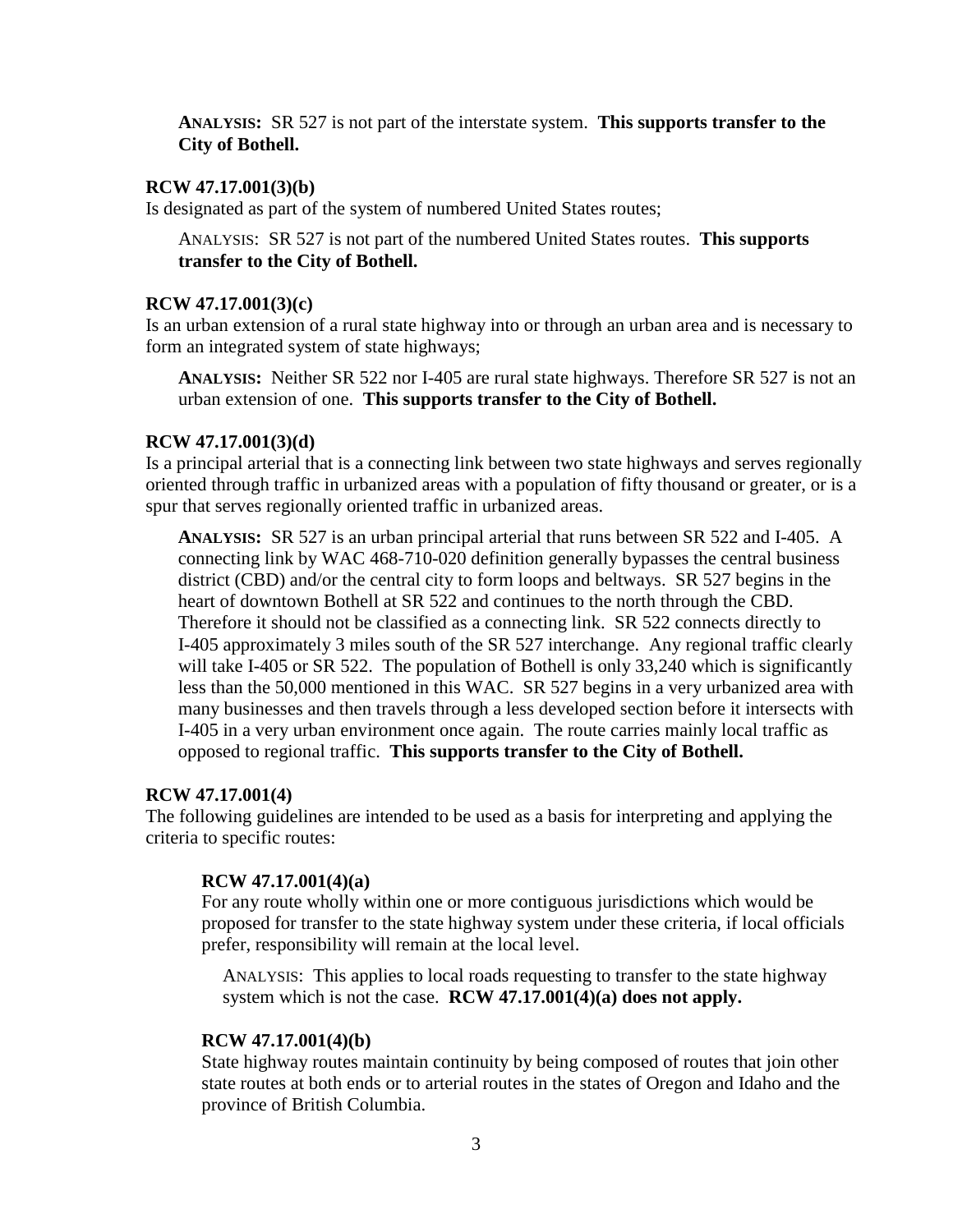**ANALYSIS:** SR 527 is not part of the interstate system. **This supports transfer to the City of Bothell.**

**RCW 47.17.001(3)(b)**
Is designated as part of the system of numbered United States routes;

ANALYSIS: SR 527 is not part of the numbered United States routes. **This supports transfer to the City of Bothell.**

**RCW 47.17.001(3)(c)**
Is an urban extension of a rural state highway into or through an urban area and is necessary to form an integrated system of state highways;

**ANALYSIS:** Neither SR 522 nor I-405 are rural state highways. Therefore SR 527 is not an urban extension of one. **This supports transfer to the City of Bothell.**

**RCW 47.17.001(3)(d)**
Is a principal arterial that is a connecting link between two state highways and serves regionally oriented through traffic in urbanized areas with a population of fifty thousand or greater, or is a spur that serves regionally oriented traffic in urbanized areas.

**ANALYSIS:** SR 527 is an urban principal arterial that runs between SR 522 and I-405. A connecting link by WAC 468-710-020 definition generally bypasses the central business district (CBD) and/or the central city to form loops and beltways. SR 527 begins in the heart of downtown Bothell at SR 522 and continues to the north through the CBD. Therefore it should not be classified as a connecting link. SR 522 connects directly to I-405 approximately 3 miles south of the SR 527 interchange. Any regional traffic clearly will take I-405 or SR 522. The population of Bothell is only 33,240 which is significantly less than the 50,000 mentioned in this WAC. SR 527 begins in a very urbanized area with many businesses and then travels through a less developed section before it intersects with I-405 in a very urban environment once again. The route carries mainly local traffic as opposed to regional traffic. **This supports transfer to the City of Bothell.**

**RCW 47.17.001(4)**
The following guidelines are intended to be used as a basis for interpreting and applying the criteria to specific routes:

**RCW 47.17.001(4)(a)**
For any route wholly within one or more contiguous jurisdictions which would be proposed for transfer to the state highway system under these criteria, if local officials prefer, responsibility will remain at the local level.

ANALYSIS: This applies to local roads requesting to transfer to the state highway system which is not the case. **RCW 47.17.001(4)(a) does not apply.**

**RCW 47.17.001(4)(b)**
State highway routes maintain continuity by being composed of routes that join other state routes at both ends or to arterial routes in the states of Oregon and Idaho and the province of British Columbia.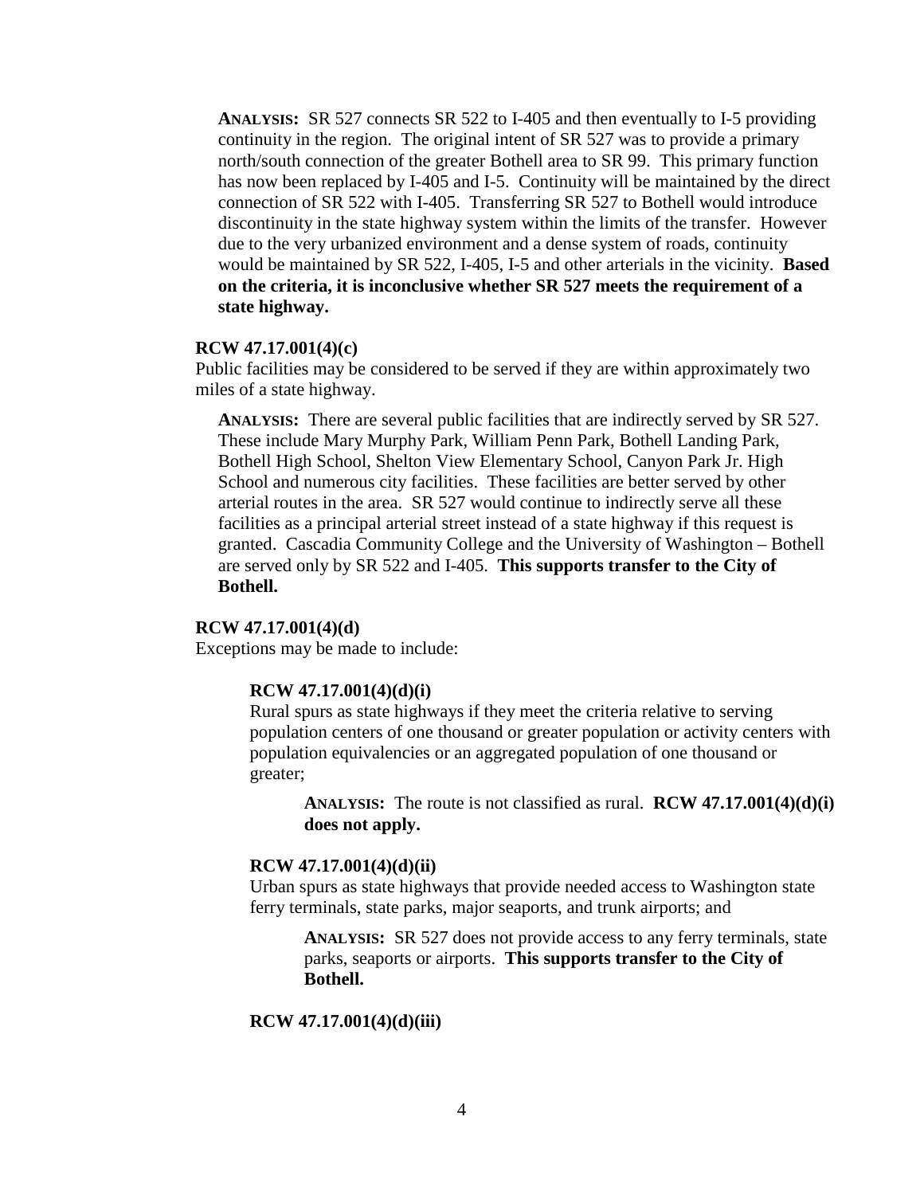**ANALYSIS:** SR 527 connects SR 522 to I-405 and then eventually to I-5 providing continuity in the region. The original intent of SR 527 was to provide a primary north/south connection of the greater Bothell area to SR 99. This primary function has now been replaced by I-405 and I-5. Continuity will be maintained by the direct connection of SR 522 with I-405. Transferring SR 527 to Bothell would introduce discontinuity in the state highway system within the limits of the transfer. However due to the very urbanized environment and a dense system of roads, continuity would be maintained by SR 522, I-405, I-5 and other arterials in the vicinity. **Based on the criteria, it is inconclusive whether SR 527 meets the requirement of a state highway.**

**RCW 47.17.001(4)(c)**

Public facilities may be considered to be served if they are within approximately two miles of a state highway.

**ANALYSIS:** There are several public facilities that are indirectly served by SR 527. These include Mary Murphy Park, William Penn Park, Bothell Landing Park, Bothell High School, Shelton View Elementary School, Canyon Park Jr. High School and numerous city facilities. These facilities are better served by other arterial routes in the area. SR 527 would continue to indirectly serve all these facilities as a principal arterial street instead of a state highway if this request is granted. Cascadia Community College and the University of Washington – Bothell are served only by SR 522 and I-405. **This supports transfer to the City of Bothell.**

**RCW 47.17.001(4)(d)**

Exceptions may be made to include:

**RCW 47.17.001(4)(d)(i)**

Rural spurs as state highways if they meet the criteria relative to serving population centers of one thousand or greater population or activity centers with population equivalencies or an aggregated population of one thousand or greater;

**ANALYSIS:** The route is not classified as rural. **RCW 47.17.001(4)(d)(i) does not apply.**

**RCW 47.17.001(4)(d)(ii)**

Urban spurs as state highways that provide needed access to Washington state ferry terminals, state parks, major seaports, and trunk airports; and

**ANALYSIS:** SR 527 does not provide access to any ferry terminals, state parks, seaports or airports. **This supports transfer to the City of Bothell.**

**RCW 47.17.001(4)(d)(iii)**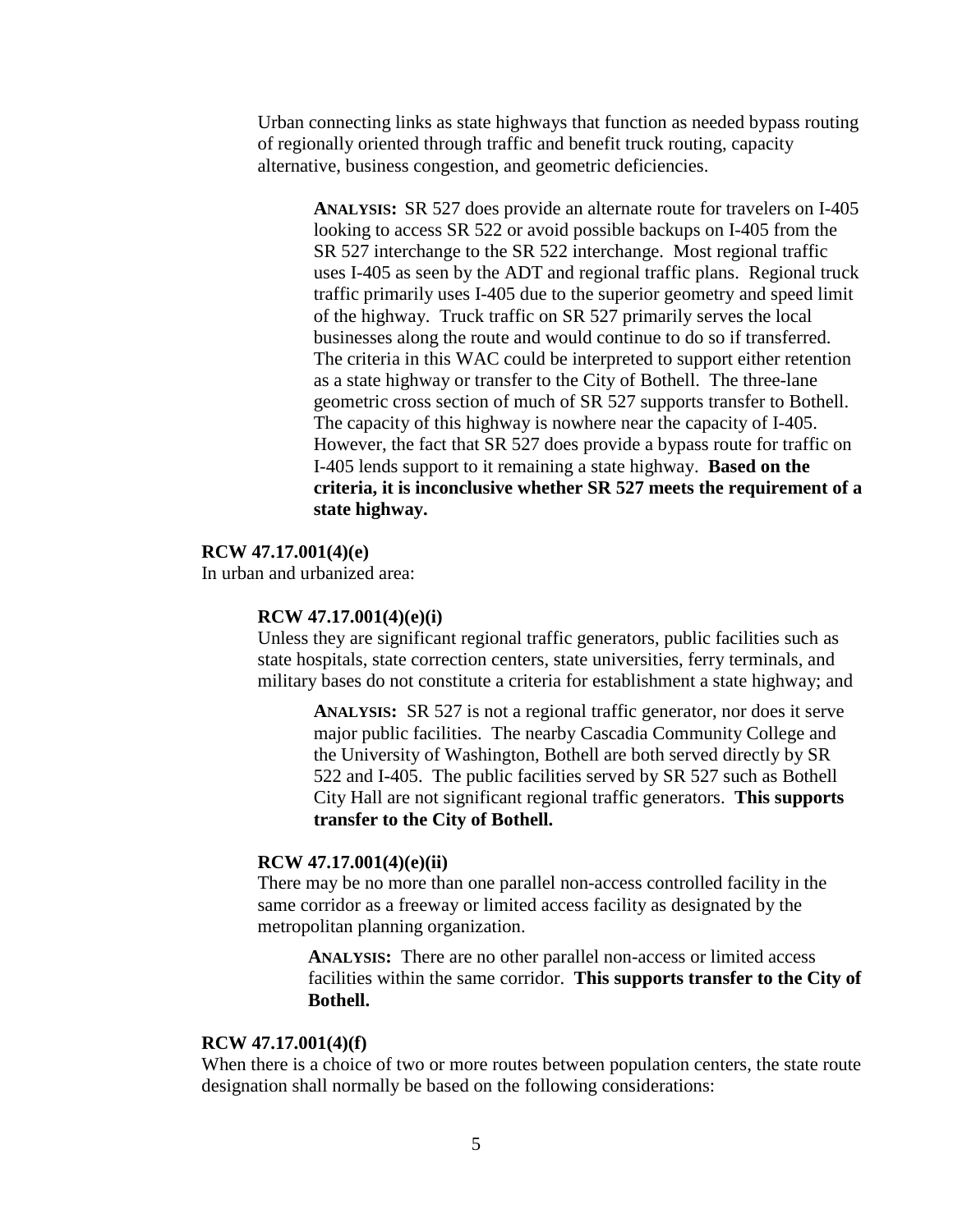Urban connecting links as state highways that function as needed bypass routing of regionally oriented through traffic and benefit truck routing, capacity alternative, business congestion, and geometric deficiencies.

**ANALYSIS:** SR 527 does provide an alternate route for travelers on I-405 looking to access SR 522 or avoid possible backups on I-405 from the SR 527 interchange to the SR 522 interchange. Most regional traffic uses I-405 as seen by the ADT and regional traffic plans. Regional truck traffic primarily uses I-405 due to the superior geometry and speed limit of the highway. Truck traffic on SR 527 primarily serves the local businesses along the route and would continue to do so if transferred. The criteria in this WAC could be interpreted to support either retention as a state highway or transfer to the City of Bothell. The three-lane geometric cross section of much of SR 527 supports transfer to Bothell. The capacity of this highway is nowhere near the capacity of I-405. However, the fact that SR 527 does provide a bypass route for traffic on I-405 lends support to it remaining a state highway. **Based on the criteria, it is inconclusive whether SR 527 meets the requirement of a state highway.**

**RCW 47.17.001(4)(e)**

In urban and urbanized area:

**RCW 47.17.001(4)(e)(i)**

Unless they are significant regional traffic generators, public facilities such as state hospitals, state correction centers, state universities, ferry terminals, and military bases do not constitute a criteria for establishment a state highway; and

**ANALYSIS:** SR 527 is not a regional traffic generator, nor does it serve major public facilities. The nearby Cascadia Community College and the University of Washington, Bothell are both served directly by SR 522 and I-405. The public facilities served by SR 527 such as Bothell City Hall are not significant regional traffic generators. **This supports transfer to the City of Bothell.**

**RCW 47.17.001(4)(e)(ii)**

There may be no more than one parallel non-access controlled facility in the same corridor as a freeway or limited access facility as designated by the metropolitan planning organization.

**ANALYSIS:** There are no other parallel non-access or limited access facilities within the same corridor. **This supports transfer to the City of Bothell.**

**RCW 47.17.001(4)(f)**

When there is a choice of two or more routes between population centers, the state route designation shall normally be based on the following considerations: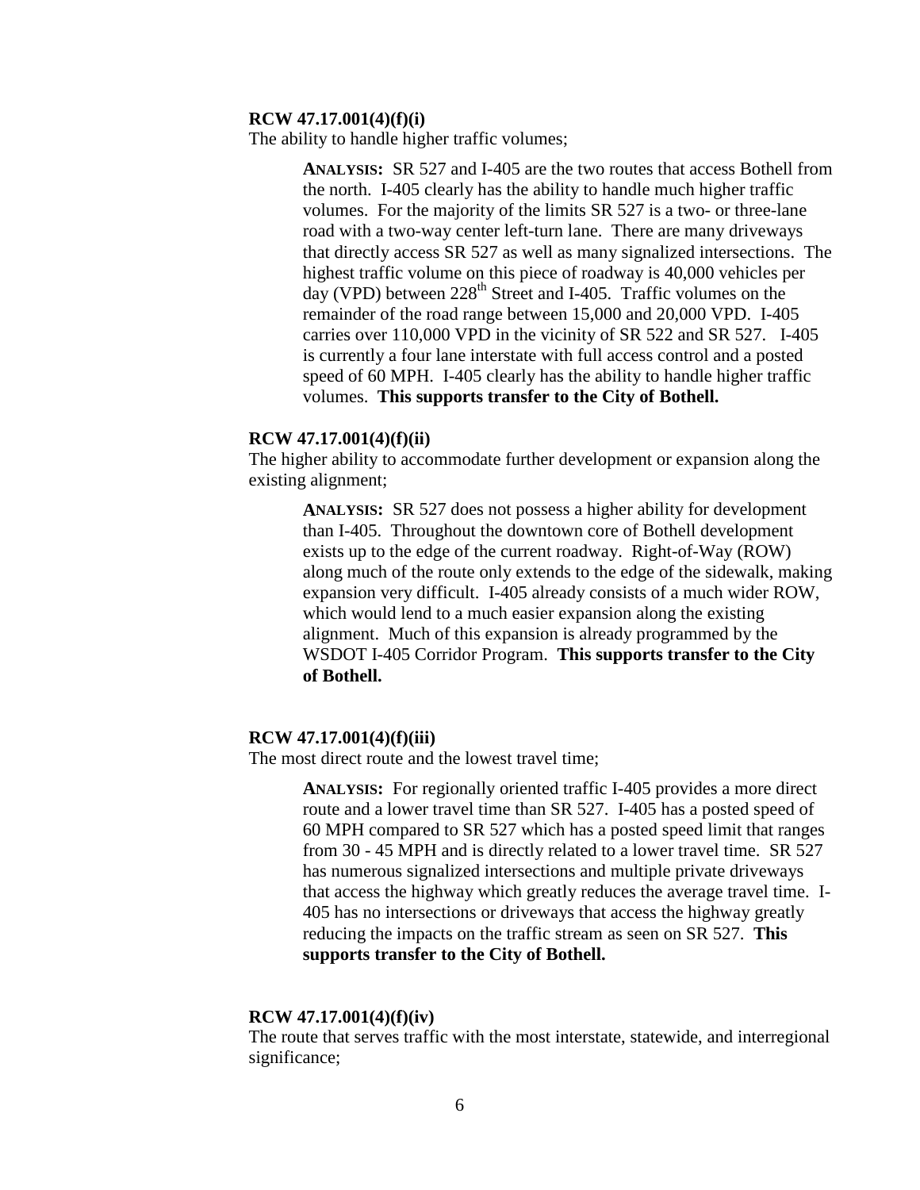**RCW 47.17.001(4)(f)(i)**

The ability to handle higher traffic volumes;

> **ANALYSIS:** SR 527 and I-405 are the two routes that access Bothell from the north. I-405 clearly has the ability to handle much higher traffic volumes. For the majority of the limits SR 527 is a two- or three-lane road with a two-way center left-turn lane. There are many driveways that directly access SR 527 as well as many signalized intersections. The highest traffic volume on this piece of roadway is 40,000 vehicles per day (VPD) between 228th Street and I-405. Traffic volumes on the remainder of the road range between 15,000 and 20,000 VPD. I-405 carries over 110,000 VPD in the vicinity of SR 522 and SR 527. I-405 is currently a four lane interstate with full access control and a posted speed of 60 MPH. I-405 clearly has the ability to handle higher traffic volumes. **This supports transfer to the City of Bothell.**

**RCW 47.17.001(4)(f)(ii)**

The higher ability to accommodate further development or expansion along the existing alignment;

> **ANALYSIS:** SR 527 does not possess a higher ability for development than I-405. Throughout the downtown core of Bothell development exists up to the edge of the current roadway. Right-of-Way (ROW) along much of the route only extends to the edge of the sidewalk, making expansion very difficult. I-405 already consists of a much wider ROW, which would lend to a much easier expansion along the existing alignment. Much of this expansion is already programmed by the WSDOT I-405 Corridor Program. **This supports transfer to the City of Bothell.**

**RCW 47.17.001(4)(f)(iii)**

The most direct route and the lowest travel time;

> **ANALYSIS:** For regionally oriented traffic I-405 provides a more direct route and a lower travel time than SR 527. I-405 has a posted speed of 60 MPH compared to SR 527 which has a posted speed limit that ranges from 30 - 45 MPH and is directly related to a lower travel time. SR 527 has numerous signalized intersections and multiple private driveways that access the highway which greatly reduces the average travel time. I-405 has no intersections or driveways that access the highway greatly reducing the impacts on the traffic stream as seen on SR 527. **This supports transfer to the City of Bothell.**

**RCW 47.17.001(4)(f)(iv)**

The route that serves traffic with the most interstate, statewide, and interregional significance;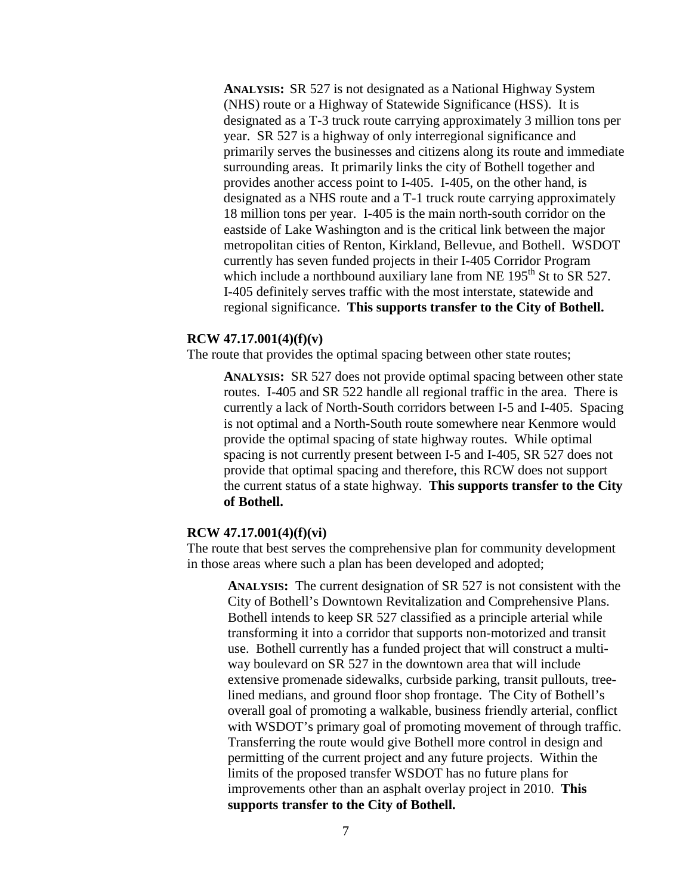**ANALYSIS:** SR 527 is not designated as a National Highway System (NHS) route or a Highway of Statewide Significance (HSS). It is designated as a T-3 truck route carrying approximately 3 million tons per year. SR 527 is a highway of only interregional significance and primarily serves the businesses and citizens along its route and immediate surrounding areas. It primarily links the city of Bothell together and provides another access point to I-405. I-405, on the other hand, is designated as a NHS route and a T-1 truck route carrying approximately 18 million tons per year. I-405 is the main north-south corridor on the eastside of Lake Washington and is the critical link between the major metropolitan cities of Renton, Kirkland, Bellevue, and Bothell. WSDOT currently has seven funded projects in their I-405 Corridor Program which include a northbound auxiliary lane from NE 195th St to SR 527. I-405 definitely serves traffic with the most interstate, statewide and regional significance. **This supports transfer to the City of Bothell.**

**RCW 47.17.001(4)(f)(v)**

The route that provides the optimal spacing between other state routes;

**ANALYSIS:** SR 527 does not provide optimal spacing between other state routes. I-405 and SR 522 handle all regional traffic in the area. There is currently a lack of North-South corridors between I-5 and I-405. Spacing is not optimal and a North-South route somewhere near Kenmore would provide the optimal spacing of state highway routes. While optimal spacing is not currently present between I-5 and I-405, SR 527 does not provide that optimal spacing and therefore, this RCW does not support the current status of a state highway. **This supports transfer to the City of Bothell.**

**RCW 47.17.001(4)(f)(vi)**

The route that best serves the comprehensive plan for community development in those areas where such a plan has been developed and adopted;

**ANALYSIS:** The current designation of SR 527 is not consistent with the City of Bothell's Downtown Revitalization and Comprehensive Plans. Bothell intends to keep SR 527 classified as a principle arterial while transforming it into a corridor that supports non-motorized and transit use. Bothell currently has a funded project that will construct a multi-way boulevard on SR 527 in the downtown area that will include extensive promenade sidewalks, curbside parking, transit pullouts, tree-lined medians, and ground floor shop frontage. The City of Bothell's overall goal of promoting a walkable, business friendly arterial, conflict with WSDOT's primary goal of promoting movement of through traffic. Transferring the route would give Bothell more control in design and permitting of the current project and any future projects. Within the limits of the proposed transfer WSDOT has no future plans for improvements other than an asphalt overlay project in 2010. **This supports transfer to the City of Bothell.**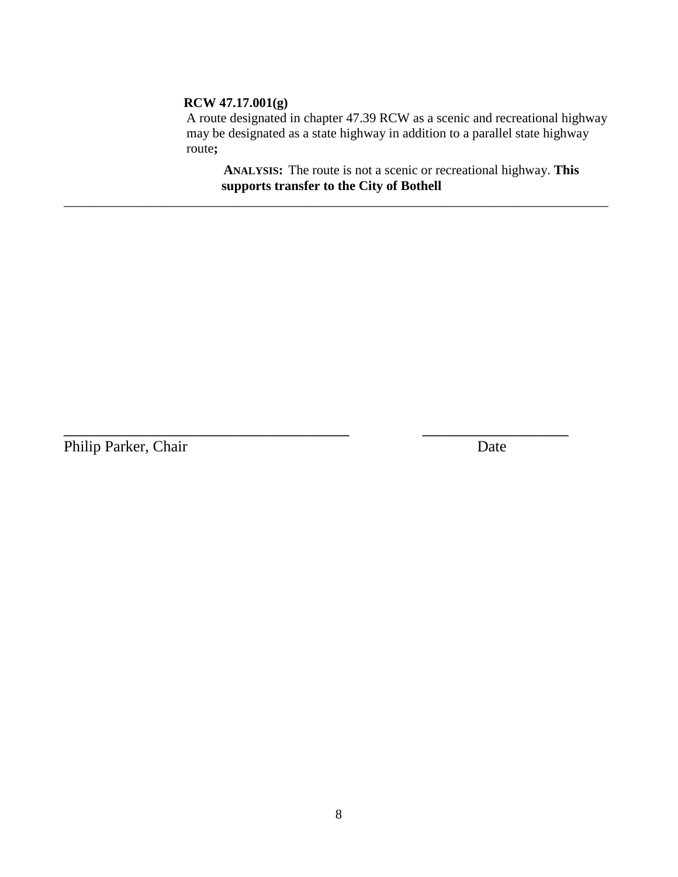**RCW 47.17.001(g)**

A route designated in chapter 47.39 RCW as a scenic and recreational highway may be designated as a state highway in addition to a parallel state highway route**;**

**ANALYSIS:** The route is not a scenic or recreational highway. **This supports transfer to the City of Bothell**

---

\_\_\_\_\_\_\_\_\_\_\_\_\_\_\_\_\_\_\_\_\_\_\_\_\_\_\_\_\_\_\_\_\_\_\_\_\_\_\_ \_\_\_\_\_\_\_\_\_\_\_\_\_\_\_\_\_\_\_\_

Philip Parker, Chair Date